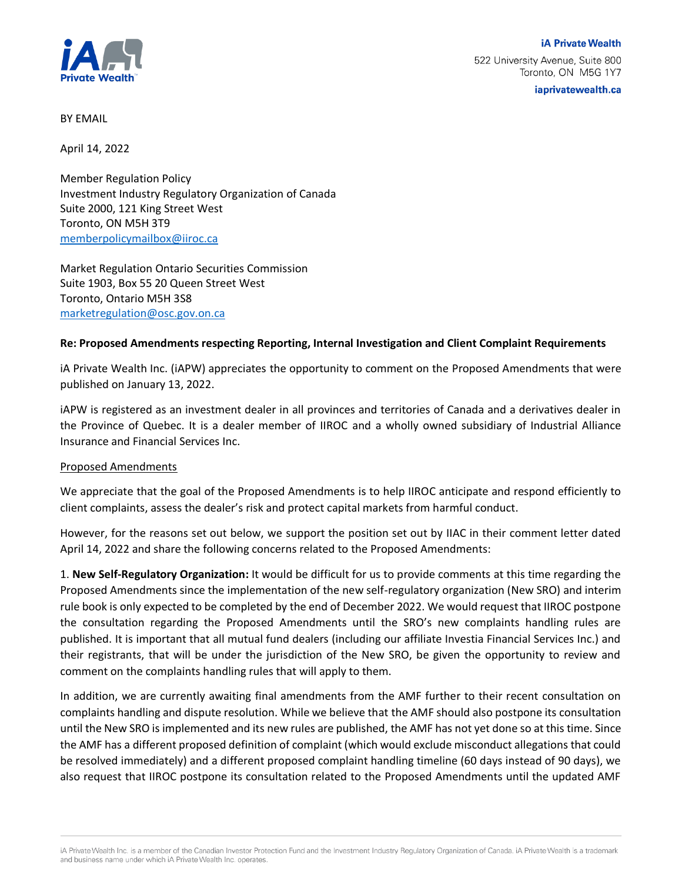**iA Private Wealth**
522 University Avenue, Suite 800
Toronto, ON M5G 1Y7
iaprivatewealth.ca

BY EMAIL

April 14, 2022

Member Regulation Policy
Investment Industry Regulatory Organization of Canada
Suite 2000, 121 King Street West
Toronto, ON M5H 3T9
memberpolicymailbox@iiroc.ca

Market Regulation Ontario Securities Commission
Suite 1903, Box 55 20 Queen Street West
Toronto, Ontario M5H 3S8
marketregulation@osc.gov.on.ca

**Re: Proposed Amendments respecting Reporting, Internal Investigation and Client Complaint Requirements**

iA Private Wealth Inc. (iAPW) appreciates the opportunity to comment on the Proposed Amendments that were published on January 13, 2022.

iAPW is registered as an investment dealer in all provinces and territories of Canada and a derivatives dealer in the Province of Quebec. It is a dealer member of IIROC and a wholly owned subsidiary of Industrial Alliance Insurance and Financial Services Inc.

Proposed Amendments

We appreciate that the goal of the Proposed Amendments is to help IIROC anticipate and respond efficiently to client complaints, assess the dealer's risk and protect capital markets from harmful conduct.

However, for the reasons set out below, we support the position set out by IIAC in their comment letter dated April 14, 2022 and share the following concerns related to the Proposed Amendments:

1. **New Self-Regulatory Organization:** It would be difficult for us to provide comments at this time regarding the Proposed Amendments since the implementation of the new self-regulatory organization (New SRO) and interim rule book is only expected to be completed by the end of December 2022. We would request that IIROC postpone the consultation regarding the Proposed Amendments until the SRO's new complaints handling rules are published. It is important that all mutual fund dealers (including our affiliate Investia Financial Services Inc.) and their registrants, that will be under the jurisdiction of the New SRO, be given the opportunity to review and comment on the complaints handling rules that will apply to them.

In addition, we are currently awaiting final amendments from the AMF further to their recent consultation on complaints handling and dispute resolution. While we believe that the AMF should also postpone its consultation until the New SRO is implemented and its new rules are published, the AMF has not yet done so at this time. Since the AMF has a different proposed definition of complaint (which would exclude misconduct allegations that could be resolved immediately) and a different proposed complaint handling timeline (60 days instead of 90 days), we also request that IIROC postpone its consultation related to the Proposed Amendments until the updated AMF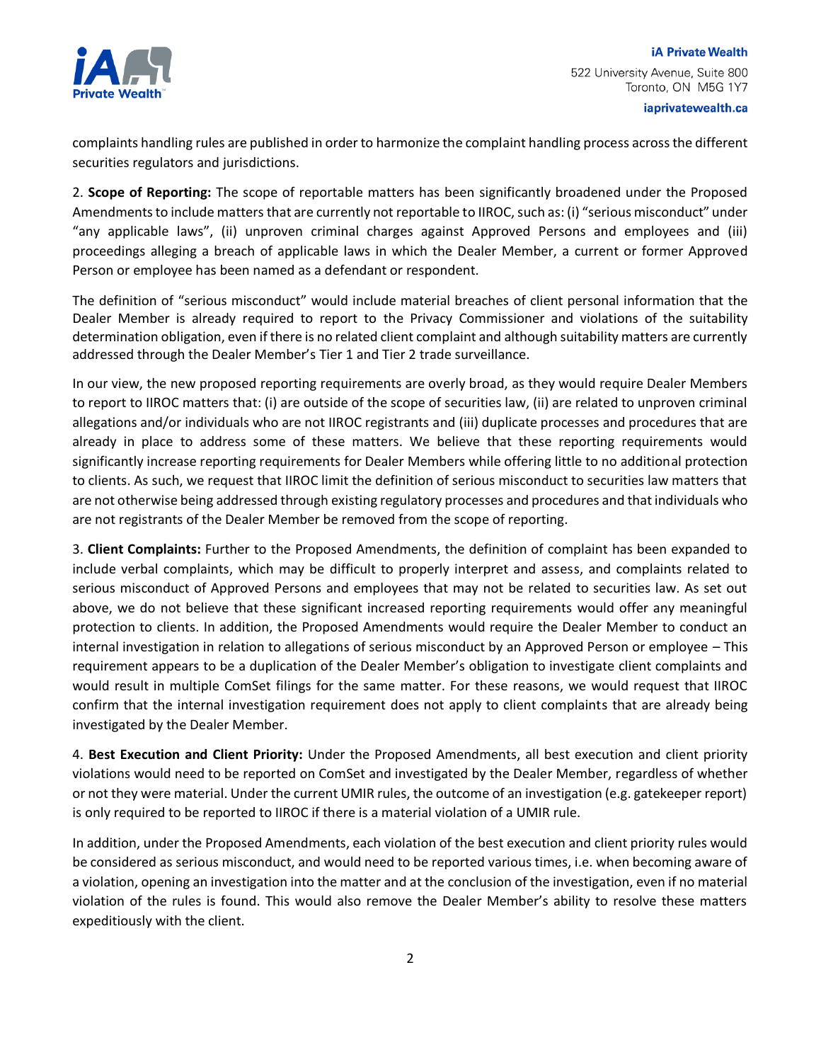complaints handling rules are published in order to harmonize the complaint handling process across the different securities regulators and jurisdictions.

2. **Scope of Reporting:** The scope of reportable matters has been significantly broadened under the Proposed Amendments to include matters that are currently not reportable to IIROC, such as: (i) "serious misconduct" under "any applicable laws", (ii) unproven criminal charges against Approved Persons and employees and (iii) proceedings alleging a breach of applicable laws in which the Dealer Member, a current or former Approved Person or employee has been named as a defendant or respondent.

The definition of "serious misconduct" would include material breaches of client personal information that the Dealer Member is already required to report to the Privacy Commissioner and violations of the suitability determination obligation, even if there is no related client complaint and although suitability matters are currently addressed through the Dealer Member's Tier 1 and Tier 2 trade surveillance.

In our view, the new proposed reporting requirements are overly broad, as they would require Dealer Members to report to IIROC matters that: (i) are outside of the scope of securities law, (ii) are related to unproven criminal allegations and/or individuals who are not IIROC registrants and (iii) duplicate processes and procedures that are already in place to address some of these matters. We believe that these reporting requirements would significantly increase reporting requirements for Dealer Members while offering little to no additional protection to clients. As such, we request that IIROC limit the definition of serious misconduct to securities law matters that are not otherwise being addressed through existing regulatory processes and procedures and that individuals who are not registrants of the Dealer Member be removed from the scope of reporting.

3. **Client Complaints:** Further to the Proposed Amendments, the definition of complaint has been expanded to include verbal complaints, which may be difficult to properly interpret and assess, and complaints related to serious misconduct of Approved Persons and employees that may not be related to securities law. As set out above, we do not believe that these significant increased reporting requirements would offer any meaningful protection to clients. In addition, the Proposed Amendments would require the Dealer Member to conduct an internal investigation in relation to allegations of serious misconduct by an Approved Person or employee – This requirement appears to be a duplication of the Dealer Member's obligation to investigate client complaints and would result in multiple ComSet filings for the same matter. For these reasons, we would request that IIROC confirm that the internal investigation requirement does not apply to client complaints that are already being investigated by the Dealer Member.

4. **Best Execution and Client Priority:** Under the Proposed Amendments, all best execution and client priority violations would need to be reported on ComSet and investigated by the Dealer Member, regardless of whether or not they were material. Under the current UMIR rules, the outcome of an investigation (e.g. gatekeeper report) is only required to be reported to IIROC if there is a material violation of a UMIR rule.

In addition, under the Proposed Amendments, each violation of the best execution and client priority rules would be considered as serious misconduct, and would need to be reported various times, i.e. when becoming aware of a violation, opening an investigation into the matter and at the conclusion of the investigation, even if no material violation of the rules is found. This would also remove the Dealer Member's ability to resolve these matters expeditiously with the client.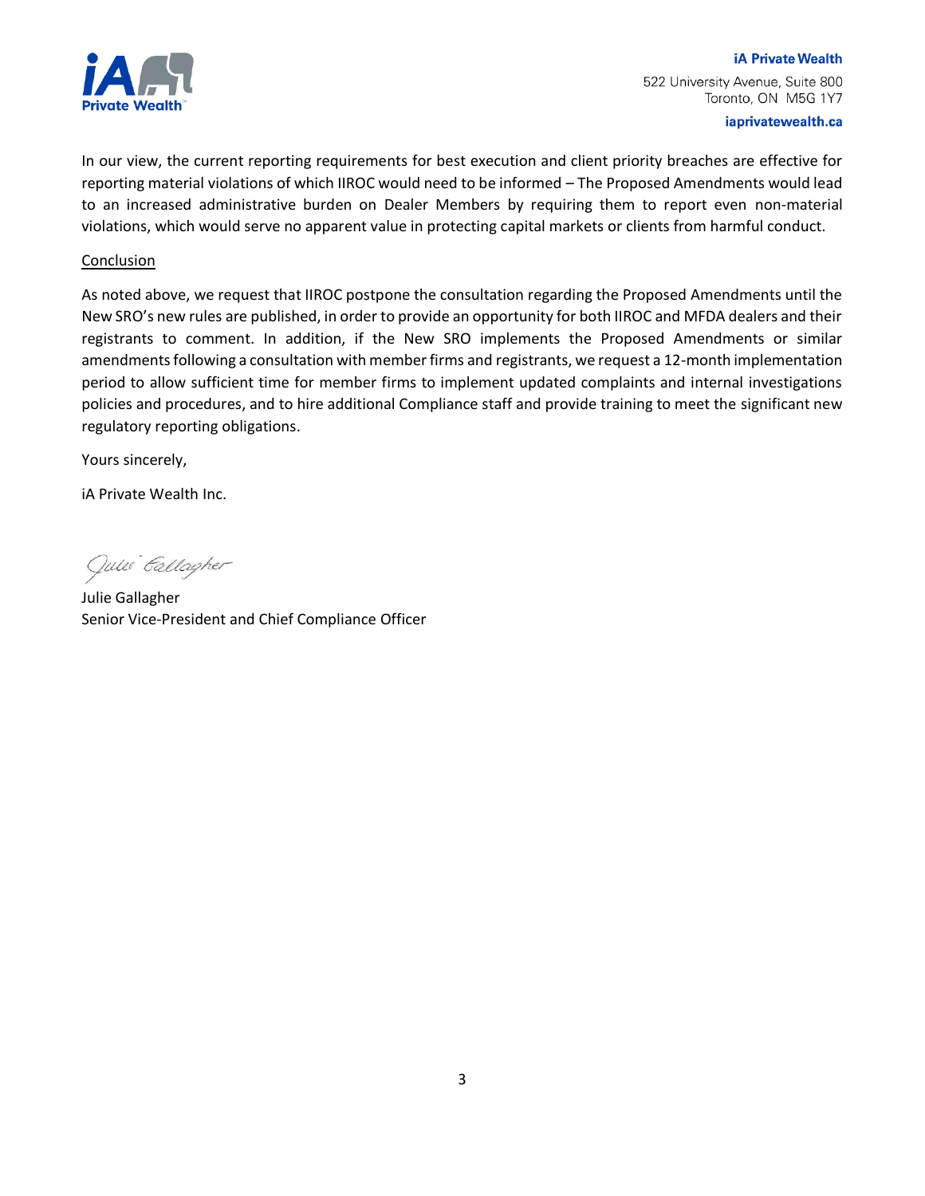In our view, the current reporting requirements for best execution and client priority breaches are effective for reporting material violations of which IIROC would need to be informed – The Proposed Amendments would lead to an increased administrative burden on Dealer Members by requiring them to report even non-material violations, which would serve no apparent value in protecting capital markets or clients from harmful conduct.

Conclusion

As noted above, we request that IIROC postpone the consultation regarding the Proposed Amendments until the New SRO's new rules are published, in order to provide an opportunity for both IIROC and MFDA dealers and their registrants to comment. In addition, if the New SRO implements the Proposed Amendments or similar amendments following a consultation with member firms and registrants, we request a 12-month implementation period to allow sufficient time for member firms to implement updated complaints and internal investigations policies and procedures, and to hire additional Compliance staff and provide training to meet the significant new regulatory reporting obligations.

Yours sincerely,

iA Private Wealth Inc.

Julie Gallagher

Julie Gallagher
Senior Vice-President and Chief Compliance Officer